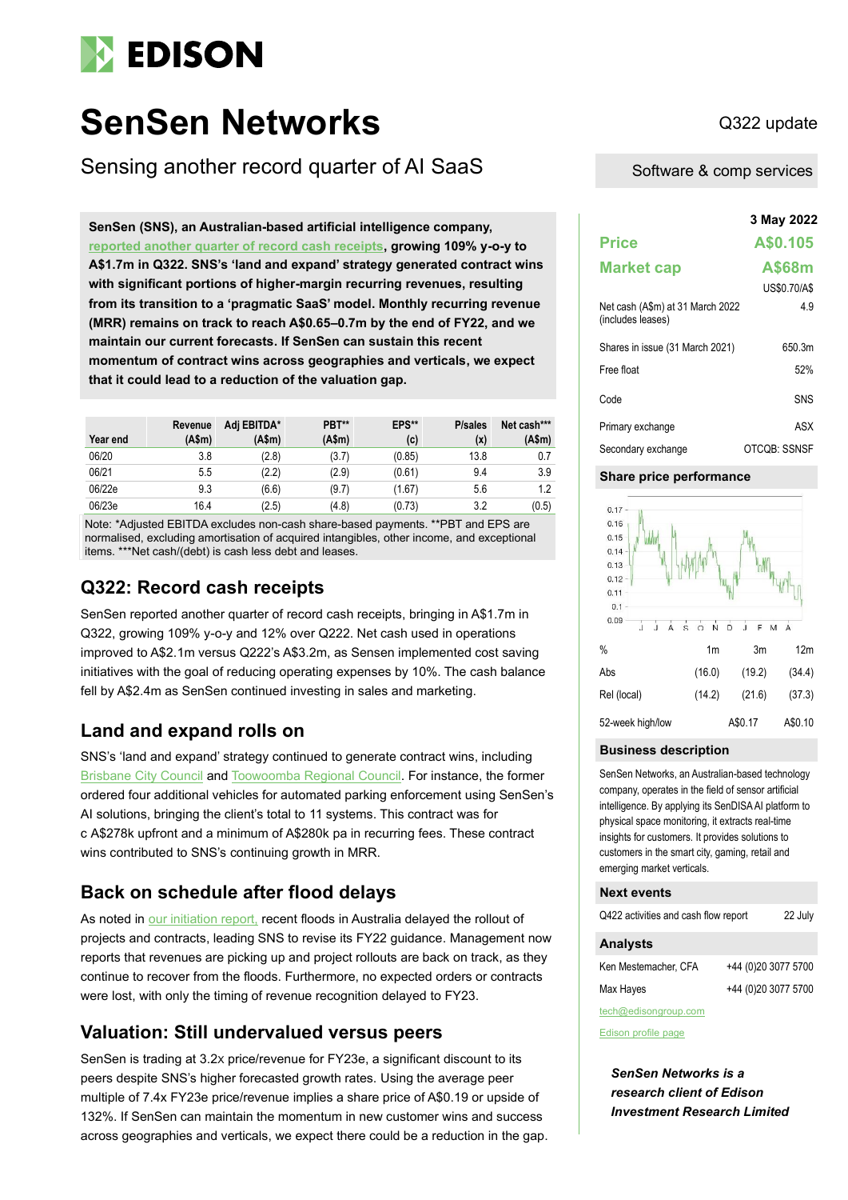EDISON

# SenSen Networks

Q322 update

## Sensing another record quarter of AI SaaS

Software & comp services

**SenSen (SNS), an Australian-based artificial intelligence company, reported another quarter of record cash receipts, growing 109% y-o-y to A$1.7m in Q322. SNS's 'land and expand' strategy generated contract wins with significant portions of higher-margin recurring revenues, resulting from its transition to a 'pragmatic SaaS' model. Monthly recurring revenue (MRR) remains on track to reach A$0.65–0.7m by the end of FY22, and we maintain our current forecasts. If SenSen can sustain this recent momentum of contract wins across geographies and verticals, we expect that it could lead to a reduction of the valuation gap.**

| Year end | Revenue (A$m) | Adj EBITDA* (A$m) | PBT** (A$m) | EPS** (c) | P/sales (x) | Net cash*** (A$m) |
|---|---|---|---|---|---|---|
| 06/20 | 3.8 | (2.8) | (3.7) | (0.85) | 13.8 | 0.7 |
| 06/21 | 5.5 | (2.2) | (2.9) | (0.61) | 9.4 | 3.9 |
| 06/22e | 9.3 | (6.6) | (9.7) | (1.67) | 5.6 | 1.2 |
| 06/23e | 16.4 | (2.5) | (4.8) | (0.73) | 3.2 | (0.5) |

Note: *Adjusted EBITDA excludes non-cash share-based payments. **PBT and EPS are normalised, excluding amortisation of acquired intangibles, other income, and exceptional items. ***Net cash/(debt) is cash less debt and leases.

## Q322: Record cash receipts

SenSen reported another quarter of record cash receipts, bringing in A$1.7m in Q322, growing 109% y-o-y and 12% over Q222. Net cash used in operations improved to A$2.1m versus Q222's A$3.2m, as Sensen implemented cost saving initiatives with the goal of reducing operating expenses by 10%. The cash balance fell by A$2.4m as SenSen continued investing in sales and marketing.

## Land and expand rolls on

SNS's 'land and expand' strategy continued to generate contract wins, including Brisbane City Council and Toowoomba Regional Council. For instance, the former ordered four additional vehicles for automated parking enforcement using SenSen's AI solutions, bringing the client's total to 11 systems. This contract was for c A$278k upfront and a minimum of A$280k pa in recurring fees. These contract wins contributed to SNS's continuing growth in MRR.

## Back on schedule after flood delays

As noted in our initiation report, recent floods in Australia delayed the rollout of projects and contracts, leading SNS to revise its FY22 guidance. Management now reports that revenues are picking up and project rollouts are back on track, as they continue to recover from the floods. Furthermore, no expected orders or contracts were lost, with only the timing of revenue recognition delayed to FY23.

## Valuation: Still undervalued versus peers

SenSen is trading at 3.2x price/revenue for FY23e, a significant discount to its peers despite SNS's higher forecasted growth rates. Using the average peer multiple of 7.4x FY23e price/revenue implies a share price of A$0.19 or upside of 132%. If SenSen can maintain the momentum in new customer wins and success across geographies and verticals, we expect there could be a reduction in the gap.

**3 May 2022**

| | |
|---|---|
| **Price** | **A$0.105** |
| **Market cap** | **A$68m** |
| | US$0.70/A$ |
| Net cash (A$m) at 31 March 2022 (includes leases) | 4.9 |
| Shares in issue (31 March 2021) | 650.3m |
| Free float | 52% |
| Code | SNS |
| Primary exchange | ASX |
| Secondary exchange | OTCQB: SSNSF |

### Share price performance

| % | 1m | 3m | 12m |
|---|---|---|---|
| Abs | (16.0) | (19.2) | (34.4) |
| Rel (local) | (14.2) | (21.6) | (37.3) |
| 52-week high/low | | A$0.17 | A$0.10 |

### Business description

SenSen Networks, an Australian-based technology company, operates in the field of sensor artificial intelligence. By applying its SenDISA AI platform to physical space monitoring, it extracts real-time insights for customers. It provides solutions to customers in the smart city, gaming, retail and emerging market verticals.

### Next events

| | |
|---|---|
| Q422 activities and cash flow report | 22 July |

### Analysts

| | |
|---|---|
| Ken Mestemacher, CFA | +44 (0)20 3077 5700 |
| Max Hayes | +44 (0)20 3077 5700 |

tech@edisongroup.com

Edison profile page

***SenSen Networks is a research client of Edison Investment Research Limited***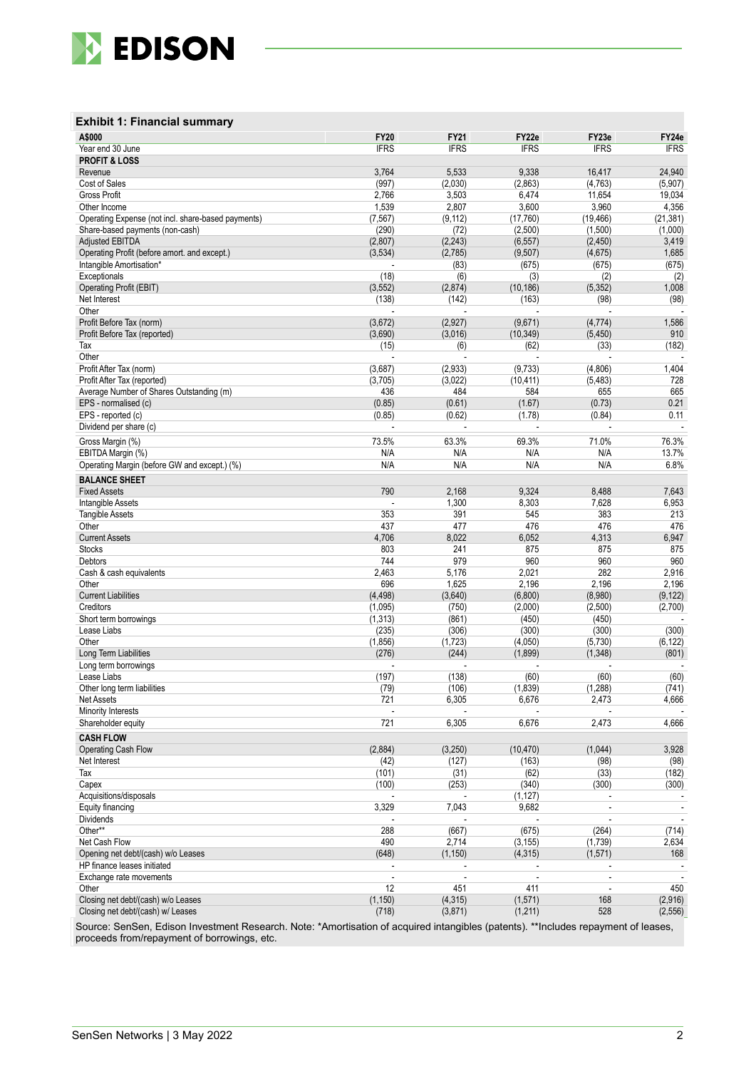### Exhibit 1: Financial summary

| A$000 | FY20 | FY21 | FY22e | FY23e | FY24e |
|---|---|---|---|---|---|
| Year end 30 June | IFRS | IFRS | IFRS | IFRS | IFRS |
| **PROFIT & LOSS** | | | | | |
| Revenue | 3,764 | 5,533 | 9,338 | 16,417 | 24,940 |
| Cost of Sales | (997) | (2,030) | (2,863) | (4,763) | (5,907) |
| Gross Profit | 2,766 | 3,503 | 6,474 | 11,654 | 19,034 |
| Other Income | 1,539 | 2,807 | 3,600 | 3,960 | 4,356 |
| Operating Expense (not incl. share-based payments) | (7,567) | (9,112) | (17,760) | (19,466) | (21,381) |
| Share-based payments (non-cash) | (290) | (72) | (2,500) | (1,500) | (1,000) |
| Adjusted EBITDA | (2,807) | (2,243) | (6,557) | (2,450) | 3,419 |
| Operating Profit (before amort. and except.) | (3,534) | (2,785) | (9,507) | (4,675) | 1,685 |
| Intangible Amortisation* | - | (83) | (675) | (675) | (675) |
| Exceptionals | (18) | (6) | (3) | (2) | (2) |
| Operating Profit (EBIT) | (3,552) | (2,874) | (10,186) | (5,352) | 1,008 |
| Net Interest | (138) | (142) | (163) | (98) | (98) |
| Other | - | - | - | - | - |
| Profit Before Tax (norm) | (3,672) | (2,927) | (9,671) | (4,774) | 1,586 |
| Profit Before Tax (reported) | (3,690) | (3,016) | (10,349) | (5,450) | 910 |
| Tax | (15) | (6) | (62) | (33) | (182) |
| Other | - | - | - | - | - |
| Profit After Tax (norm) | (3,687) | (2,933) | (9,733) | (4,806) | 1,404 |
| Profit After Tax (reported) | (3,705) | (3,022) | (10,411) | (5,483) | 728 |
| Average Number of Shares Outstanding (m) | 436 | 484 | 584 | 655 | 665 |
| EPS - normalised (c) | (0.85) | (0.61) | (1.67) | (0.73) | 0.21 |
| EPS - reported (c) | (0.85) | (0.62) | (1.78) | (0.84) | 0.11 |
| Dividend per share (c) | - | - | - | - | - |
| Gross Margin (%) | 73.5% | 63.3% | 69.3% | 71.0% | 76.3% |
| EBITDA Margin (%) | N/A | N/A | N/A | N/A | 13.7% |
| Operating Margin (before GW and except.) (%) | N/A | N/A | N/A | N/A | 6.8% |
| **BALANCE SHEET** | | | | | |
| Fixed Assets | 790 | 2,168 | 9,324 | 8,488 | 7,643 |
| Intangible Assets | - | 1,300 | 8,303 | 7,628 | 6,953 |
| Tangible Assets | 353 | 391 | 545 | 383 | 213 |
| Other | 437 | 477 | 476 | 476 | 476 |
| Current Assets | 4,706 | 8,022 | 6,052 | 4,313 | 6,947 |
| Stocks | 803 | 241 | 875 | 875 | 875 |
| Debtors | 744 | 979 | 960 | 960 | 960 |
| Cash & cash equivalents | 2,463 | 5,176 | 2,021 | 282 | 2,916 |
| Other | 696 | 1,625 | 2,196 | 2,196 | 2,196 |
| Current Liabilities | (4,498) | (3,640) | (6,800) | (8,980) | (9,122) |
| Creditors | (1,095) | (750) | (2,000) | (2,500) | (2,700) |
| Short term borrowings | (1,313) | (861) | (450) | (450) | - |
| Lease Liabs | (235) | (306) | (300) | (300) | (300) |
| Other | (1,856) | (1,723) | (4,050) | (5,730) | (6,122) |
| Long Term Liabilities | (276) | (244) | (1,899) | (1,348) | (801) |
| Long term borrowings | - | - | - | - | - |
| Lease Liabs | (197) | (138) | (60) | (60) | (60) |
| Other long term liabilities | (79) | (106) | (1,839) | (1,288) | (741) |
| Net Assets | 721 | 6,305 | 6,676 | 2,473 | 4,666 |
| Minority Interests | - | - | - | - | - |
| Shareholder equity | 721 | 6,305 | 6,676 | 2,473 | 4,666 |
| **CASH FLOW** | | | | | |
| Operating Cash Flow | (2,884) | (3,250) | (10,470) | (1,044) | 3,928 |
| Net Interest | (42) | (127) | (163) | (98) | (98) |
| Tax | (101) | (31) | (62) | (33) | (182) |
| Capex | (100) | (253) | (340) | (300) | (300) |
| Acquisitions/disposals | - | - | (1,127) | - | - |
| Equity financing | 3,329 | 7,043 | 9,682 | - | - |
| Dividends | - | - | - | - | - |
| Other** | 288 | (667) | (675) | (264) | (714) |
| Net Cash Flow | 490 | 2,714 | (3,155) | (1,739) | 2,634 |
| Opening net debt/(cash) w/o Leases | (648) | (1,150) | (4,315) | (1,571) | 168 |
| HP finance leases initiated | - | - | - | - | - |
| Exchange rate movements | - | - | - | - | - |
| Other | 12 | 451 | 411 | - | 450 |
| Closing net debt/(cash) w/o Leases | (1,150) | (4,315) | (1,571) | 168 | (2,916) |
| Closing net debt/(cash) w/ Leases | (718) | (3,871) | (1,211) | 528 | (2,556) |

Source: SenSen, Edison Investment Research. Note: *Amortisation of acquired intangibles (patents). **Includes repayment of leases, proceeds from/repayment of borrowings, etc.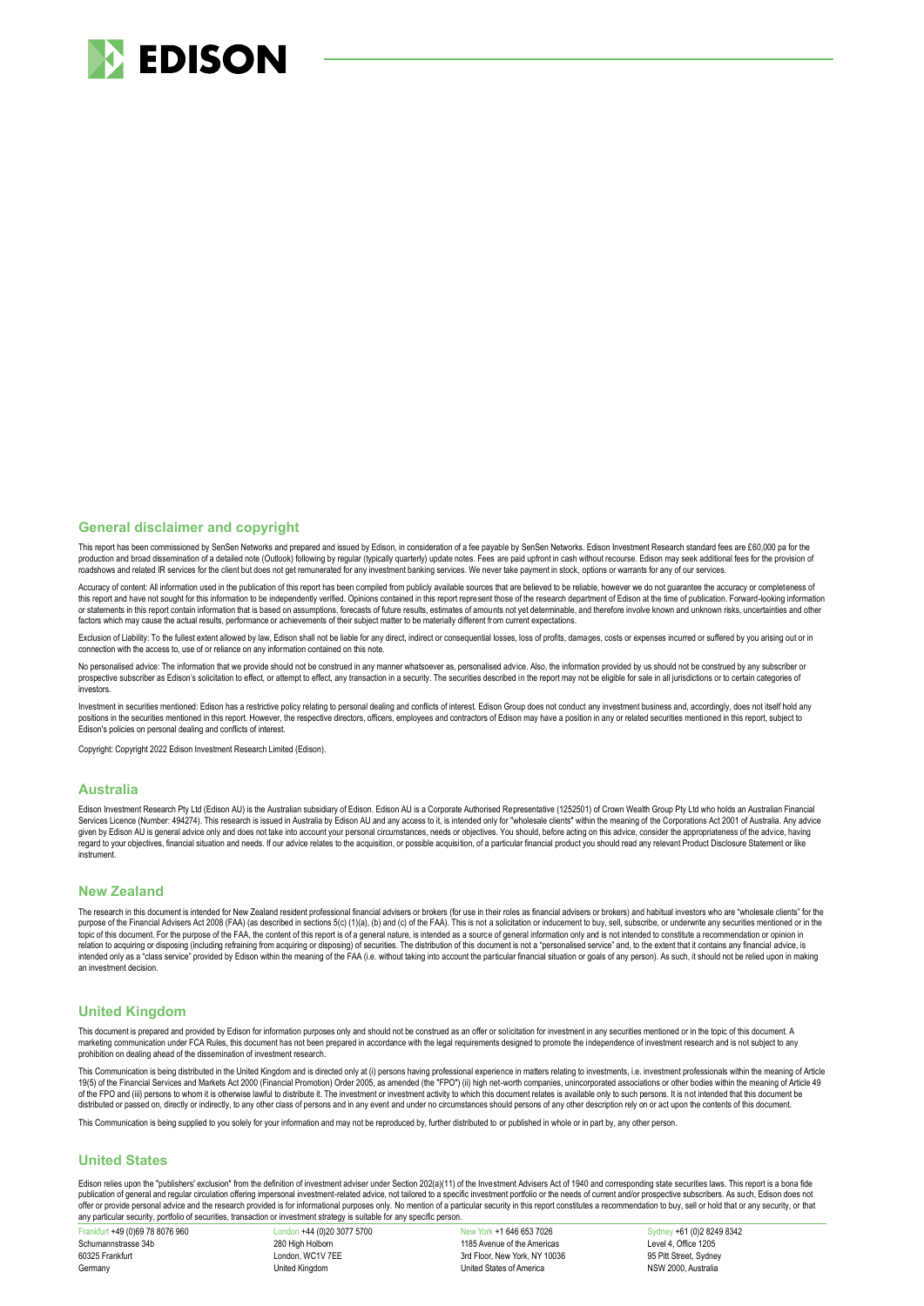## General disclaimer and copyright

This report has been commissioned by SenSen Networks and prepared and issued by Edison, in consideration of a fee payable by SenSen Networks. Edison Investment Research standard fees are £60,000 pa for the production and broad dissemination of a detailed note (Outlook) following by regular (typically quarterly) update notes. Fees are paid upfront in cash without recourse. Edison may seek additional fees for the provision of roadshows and related IR services for the client but does not get remunerated for any investment banking services. We never take payment in stock, options or warrants for any of our services.

Accuracy of content: All information used in the publication of this report has been compiled from publicly available sources that are believed to be reliable, however we do not guarantee the accuracy or completeness of this report and have not sought for this information to be independently verified. Opinions contained in this report represent those of the research department of Edison at the time of publication. Forward-looking information or statements in this report contain information that is based on assumptions, forecasts of future results, estimates of amounts not yet determinable, and therefore involve known and unknown risks, uncertainties and other factors which may cause the actual results, performance or achievements of their subject matter to be materially different from current expectations.

Exclusion of Liability: To the fullest extent allowed by law, Edison shall not be liable for any direct, indirect or consequential losses, loss of profits, damages, costs or expenses incurred or suffered by you arising out or in connection with the access to, use of or reliance on any information contained on this note.

No personalised advice: The information that we provide should not be construed in any manner whatsoever as, personalised advice. Also, the information provided by us should not be construed by any subscriber or prospective subscriber as Edison's solicitation to effect, or attempt to effect, any transaction in a security. The securities described in the report may not be eligible for sale in all jurisdictions or to certain categories of investors.

Investment in securities mentioned: Edison has a restrictive policy relating to personal dealing and conflicts of interest. Edison Group does not conduct any investment business and, accordingly, does not itself hold any positions in the securities mentioned in this report. However, the respective directors, officers, employees and contractors of Edison may have a position in any or related securities mentioned in this report, subject to Edison's policies on personal dealing and conflicts of interest.

Copyright: Copyright 2022 Edison Investment Research Limited (Edison).

## Australia

Edison Investment Research Pty Ltd (Edison AU) is the Australian subsidiary of Edison. Edison AU is a Corporate Authorised Representative (1252501) of Crown Wealth Group Pty Ltd who holds an Australian Financial Services Licence (Number: 494274). This research is issued in Australia by Edison AU and any access to it, is intended only for "wholesale clients" within the meaning of the Corporations Act 2001 of Australia. Any advice given by Edison AU is general advice only and does not take into account your personal circumstances, needs or objectives. You should, before acting on this advice, consider the appropriateness of the advice, having regard to your objectives, financial situation and needs. If our advice relates to the acquisition, or possible acquisition, of a particular financial product you should read any relevant Product Disclosure Statement or like instrument.

## New Zealand

The research in this document is intended for New Zealand resident professional financial advisers or brokers (for use in their roles as financial advisers or brokers) and habitual investors who are "wholesale clients" for the purpose of the Financial Advisers Act 2008 (FAA) (as described in sections 5(c) (1)(a), (b) and (c) of the FAA). This is not a solicitation or inducement to buy, sell, subscribe, or underwrite any securities mentioned or in the topic of this document. For the purpose of the FAA, the content of this report is of a general nature, is intended as a source of general information only and is not intended to constitute a recommendation or opinion in relation to acquiring or disposing (including refraining from acquiring or disposing) of securities. The distribution of this document is not a "personalised service" and, to the extent that it contains any financial advice, is intended only as a "class service" provided by Edison within the meaning of the FAA (i.e. without taking into account the particular financial situation or goals of any person). As such, it should not be relied upon in making an investment decision.

## United Kingdom

This document is prepared and provided by Edison for information purposes only and should not be construed as an offer or solicitation for investment in any securities mentioned or in the topic of this document. A marketing communication under FCA Rules, this document has not been prepared in accordance with the legal requirements designed to promote the independence of investment research and is not subject to any prohibition on dealing ahead of the dissemination of investment research.

This Communication is being distributed in the United Kingdom and is directed only at (i) persons having professional experience in matters relating to investments, i.e. investment professionals within the meaning of Article 19(5) of the Financial Services and Markets Act 2000 (Financial Promotion) Order 2005, as amended (the "FPO") (ii) high net-worth companies, unincorporated associations or other bodies within the meaning of Article 49 of the FPO and (iii) persons to whom it is otherwise lawful to distribute it. The investment or investment activity to which this document relates is available only to such persons. It is not intended that this document be distributed or passed on, directly or indirectly, to any other class of persons and in any event and under no circumstances should persons of any other description rely on or act upon the contents of this document.

This Communication is being supplied to you solely for your information and may not be reproduced by, further distributed to or published in whole or in part by, any other person.

## United States

Edison relies upon the "publishers' exclusion" from the definition of investment adviser under Section 202(a)(11) of the Investment Advisers Act of 1940 and corresponding state securities laws. This report is a bona fide publication of general and regular circulation offering impersonal investment-related advice, not tailored to a specific investment portfolio or the needs of current and/or prospective subscribers. As such, Edison does not offer or provide personal advice and the research provided is for informational purposes only. No mention of a particular security in this report constitutes a recommendation to buy, sell or hold that or any security, or that any particular security, portfolio of securities, transaction or investment strategy is suitable for any specific person.

Frankfurt +49 (0)69 78 8076 960
Schumannstrasse 34b
60325 Frankfurt
Germany

London +44 (0)20 3077 5700
280 High Holborn
London, WC1V 7EE
United Kingdom

New York +1 646 653 7026
1185 Avenue of the Americas
3rd Floor, New York, NY 10036
United States of America

Sydney +61 (0)2 8249 8342
Level 4, Office 1205
95 Pitt Street, Sydney
NSW 2000, Australia